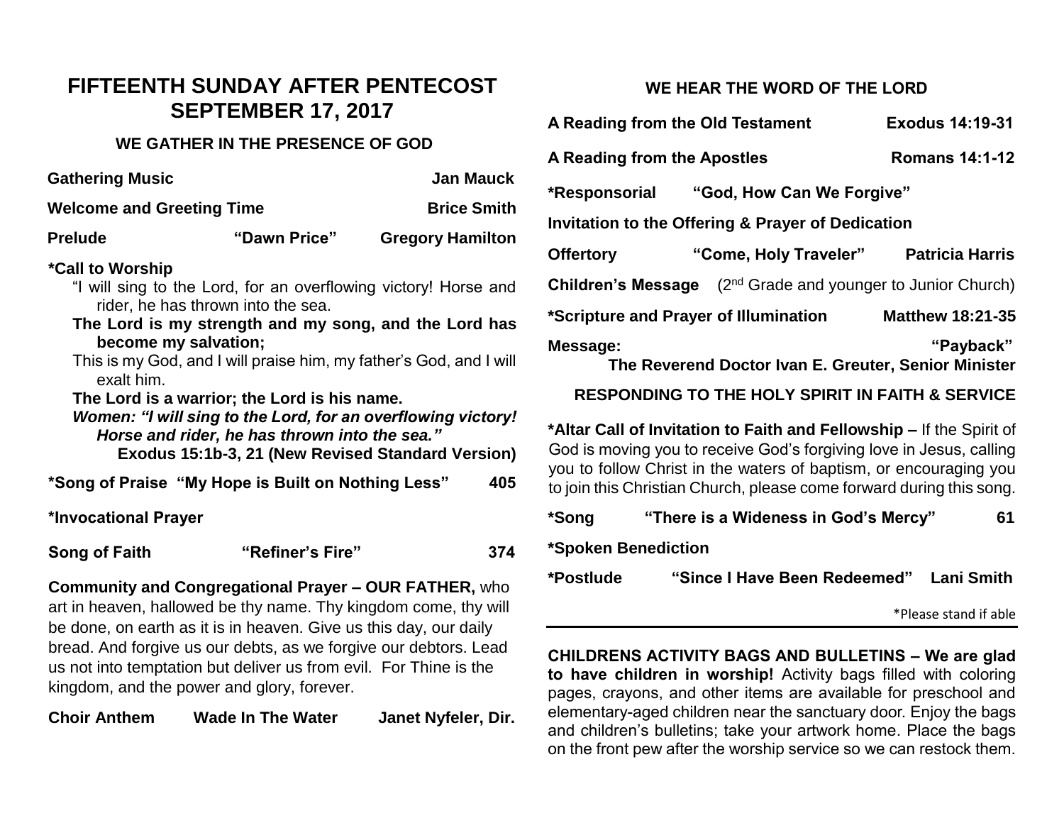# FIFTEENTH SUNDAY AFTER PENTECOST
# SEPTEMBER 17, 2017

## WE GATHER IN THE PRESENCE OF GOD

**Gathering Music** **Jan Mauck**

**Welcome and Greeting Time** **Brice Smith**

**Prelude** **"Dawn Price"** **Gregory Hamilton**

**\*Call to Worship**

"I will sing to the Lord, for an overflowing victory! Horse and rider, he has thrown into the sea.

**The Lord is my strength and my song, and the Lord has become my salvation;**

This is my God, and I will praise him, my father's God, and I will exalt him.

**The Lord is a warrior; the Lord is his name.**

***Women: "I will sing to the Lord, for an overflowing victory! Horse and rider, he has thrown into the sea."***

**Exodus 15:1b-3, 21 (New Revised Standard Version)**

**\*Song of Praise "My Hope is Built on Nothing Less"** **405**

**\*Invocational Prayer**

**Song of Faith** **"Refiner's Fire"** **374**

**Community and Congregational Prayer – OUR FATHER,** who art in heaven, hallowed be thy name. Thy kingdom come, thy will be done, on earth as it is in heaven. Give us this day, our daily bread. And forgive us our debts, as we forgive our debtors. Lead us not into temptation but deliver us from evil. For Thine is the kingdom, and the power and glory, forever.

**Choir Anthem** **Wade In The Water** **Janet Nyfeler, Dir.**

## WE HEAR THE WORD OF THE LORD

**A Reading from the Old Testament** **Exodus 14:19-31**

**A Reading from the Apostles** **Romans 14:1-12**

**\*Responsorial** **"God, How Can We Forgive"**

**Invitation to the Offering & Prayer of Dedication**

**Offertory** **"Come, Holy Traveler"** **Patricia Harris**

**Children's Message** (2nd Grade and younger to Junior Church)

**\*Scripture and Prayer of Illumination** **Matthew 18:21-35**

**Message:** **"Payback"**
**The Reverend Doctor Ivan E. Greuter, Senior Minister**

## RESPONDING TO THE HOLY SPIRIT IN FAITH & SERVICE

**\*Altar Call of Invitation to Faith and Fellowship –** If the Spirit of God is moving you to receive God's forgiving love in Jesus, calling you to follow Christ in the waters of baptism, or encouraging you to join this Christian Church, please come forward during this song.

**\*Song** **"There is a Wideness in God's Mercy"** **61**

**\*Spoken Benediction**

**\*Postlude** **"Since I Have Been Redeemed"** **Lani Smith**

\*Please stand if able

---

**CHILDRENS ACTIVITY BAGS AND BULLETINS – We are glad to have children in worship!** Activity bags filled with coloring pages, crayons, and other items are available for preschool and elementary-aged children near the sanctuary door. Enjoy the bags and children's bulletins; take your artwork home. Place the bags on the front pew after the worship service so we can restock them.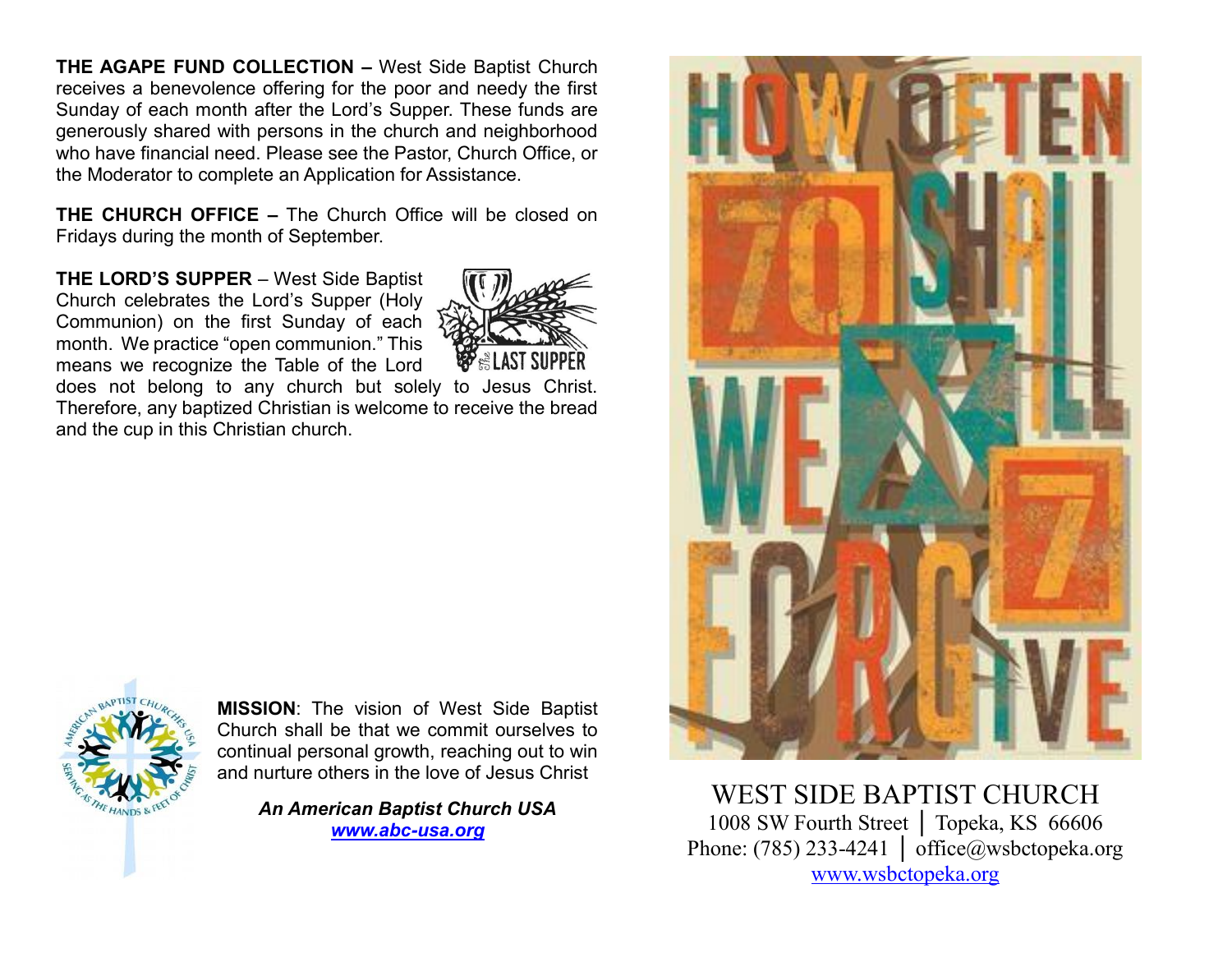**THE AGAPE FUND COLLECTION –** West Side Baptist Church receives a benevolence offering for the poor and needy the first Sunday of each month after the Lord's Supper. These funds are generously shared with persons in the church and neighborhood who have financial need. Please see the Pastor, Church Office, or the Moderator to complete an Application for Assistance.

**THE CHURCH OFFICE –** The Church Office will be closed on Fridays during the month of September.

**THE LORD'S SUPPER** – West Side Baptist Church celebrates the Lord's Supper (Holy Communion) on the first Sunday of each month. We practice "open communion." This means we recognize the Table of the Lord does not belong to any church but solely to Jesus Christ. Therefore, any baptized Christian is welcome to receive the bread and the cup in this Christian church.

**MISSION**: The vision of West Side Baptist Church shall be that we commit ourselves to continual personal growth, reaching out to win and nurture others in the love of Jesus Christ

***An American Baptist Church USA***
***www.abc-usa.org***

WEST SIDE BAPTIST CHURCH
1008 SW Fourth Street | Topeka, KS 66606
Phone: (785) 233-4241 | office@wsbctopeka.org
www.wsbctopeka.org